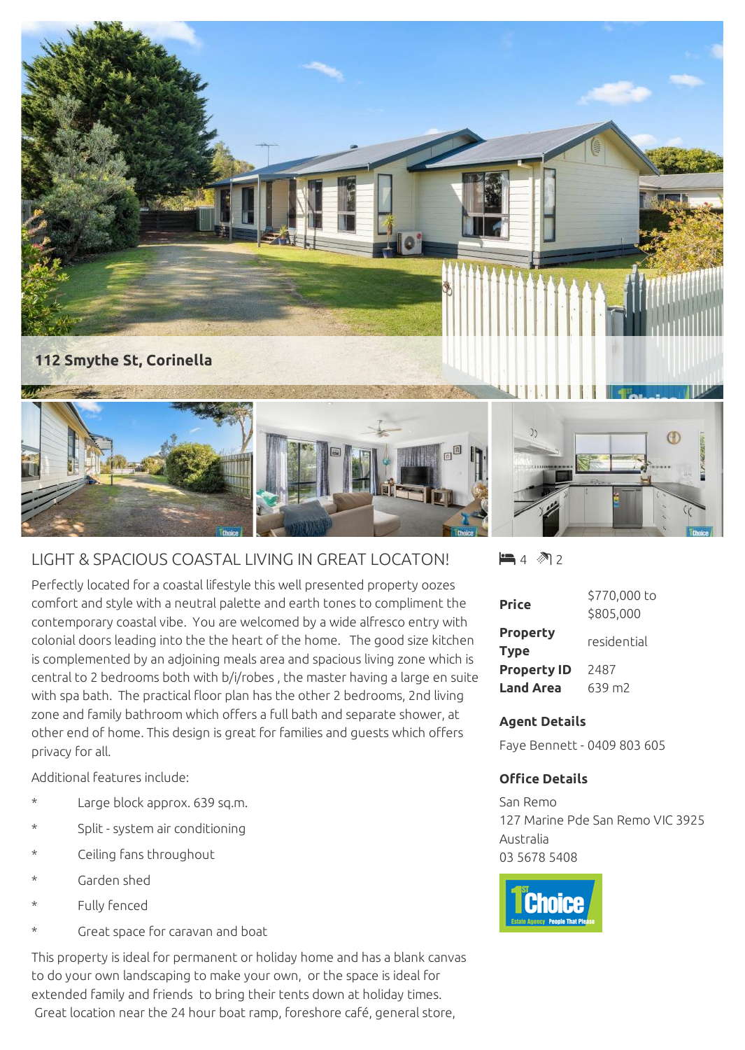112 Smythe St, Corinella

## LIGHT & SPACIOUS COASTAL LIVING IN GREAT LOCATON!

4 2

| Price | $770,000 to $805,000 |
| --- | --- |
| Property Type | residential |
| Property ID | 2487 |
| Land Area | 639 m2 |

**Agent Details**

Faye Bennett - 0409 803 605

**Office Details**

San Remo
127 Marine Pde San Remo VIC 3925
Australia
03 5678 5408

Perfectly located for a coastal lifestyle this well presented property oozes comfort and style with a neutral palette and earth tones to compliment the contemporary coastal vibe. You are welcomed by a wide alfresco entry with colonial doors leading into the the heart of the home. The good size kitchen is complemented by an adjoining meals area and spacious living zone which is central to 2 bedrooms both with b/i/robes , the master having a large en suite with spa bath. The practical floor plan has the other 2 bedrooms, 2nd living zone and family bathroom which offers a full bath and separate shower, at other end of home. This design is great for families and guests which offers privacy for all.

Additional features include:

* Large block approx. 639 sq.m.
* Split - system air conditioning
* Ceiling fans throughout
* Garden shed
* Fully fenced
* Great space for caravan and boat

This property is ideal for permanent or holiday home and has a blank canvas to do your own landscaping to make your own, or the space is ideal for extended family and friends to bring their tents down at holiday times. Great location near the 24 hour boat ramp, foreshore café, general store,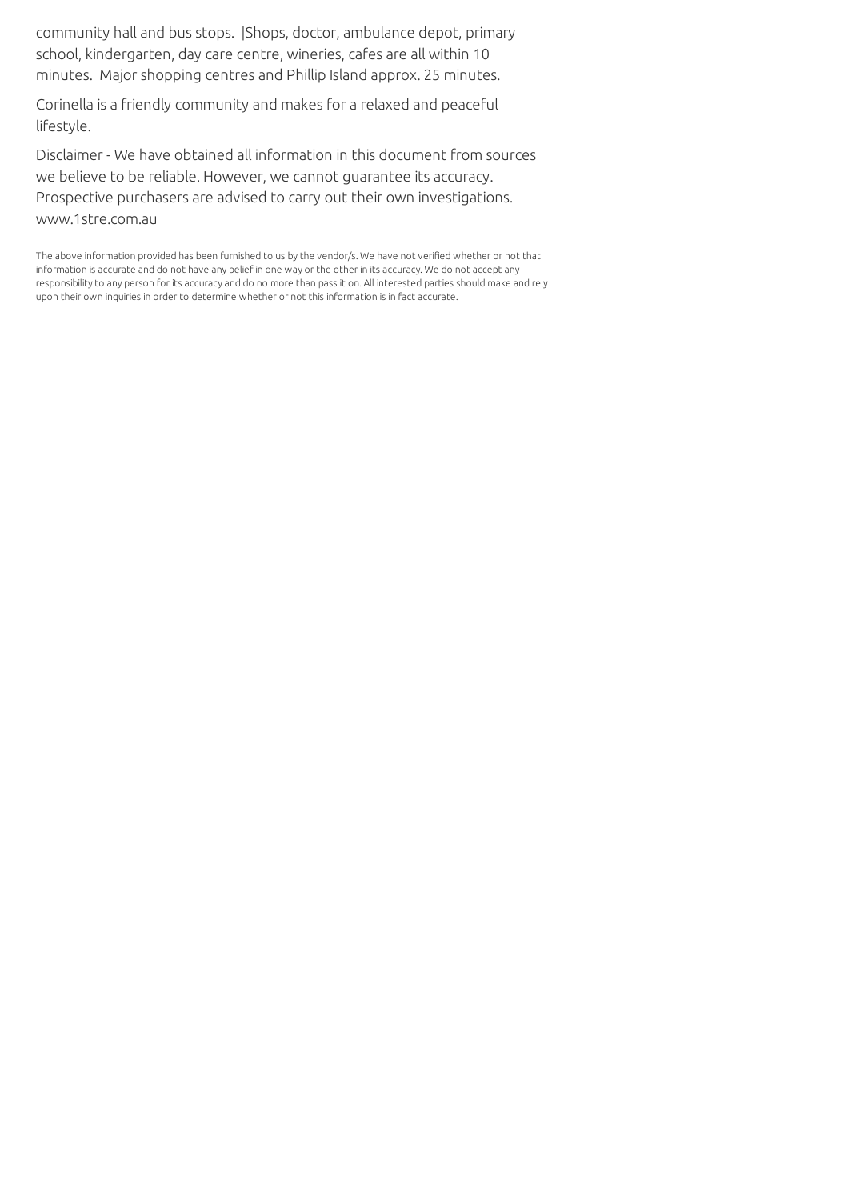community hall and bus stops.  |Shops, doctor, ambulance depot, primary school, kindergarten, day care centre, wineries, cafes are all within 10 minutes.  Major shopping centres and Phillip Island approx. 25 minutes.

Corinella is a friendly community and makes for a relaxed and peaceful lifestyle.

Disclaimer - We have obtained all information in this document from sources we believe to be reliable. However, we cannot guarantee its accuracy. Prospective purchasers are advised to carry out their own investigations. www.1stre.com.au

The above information provided has been furnished to us by the vendor/s. We have not verified whether or not that information is accurate and do not have any belief in one way or the other in its accuracy. We do not accept any responsibility to any person for its accuracy and do no more than pass it on. All interested parties should make and rely upon their own inquiries in order to determine whether or not this information is in fact accurate.